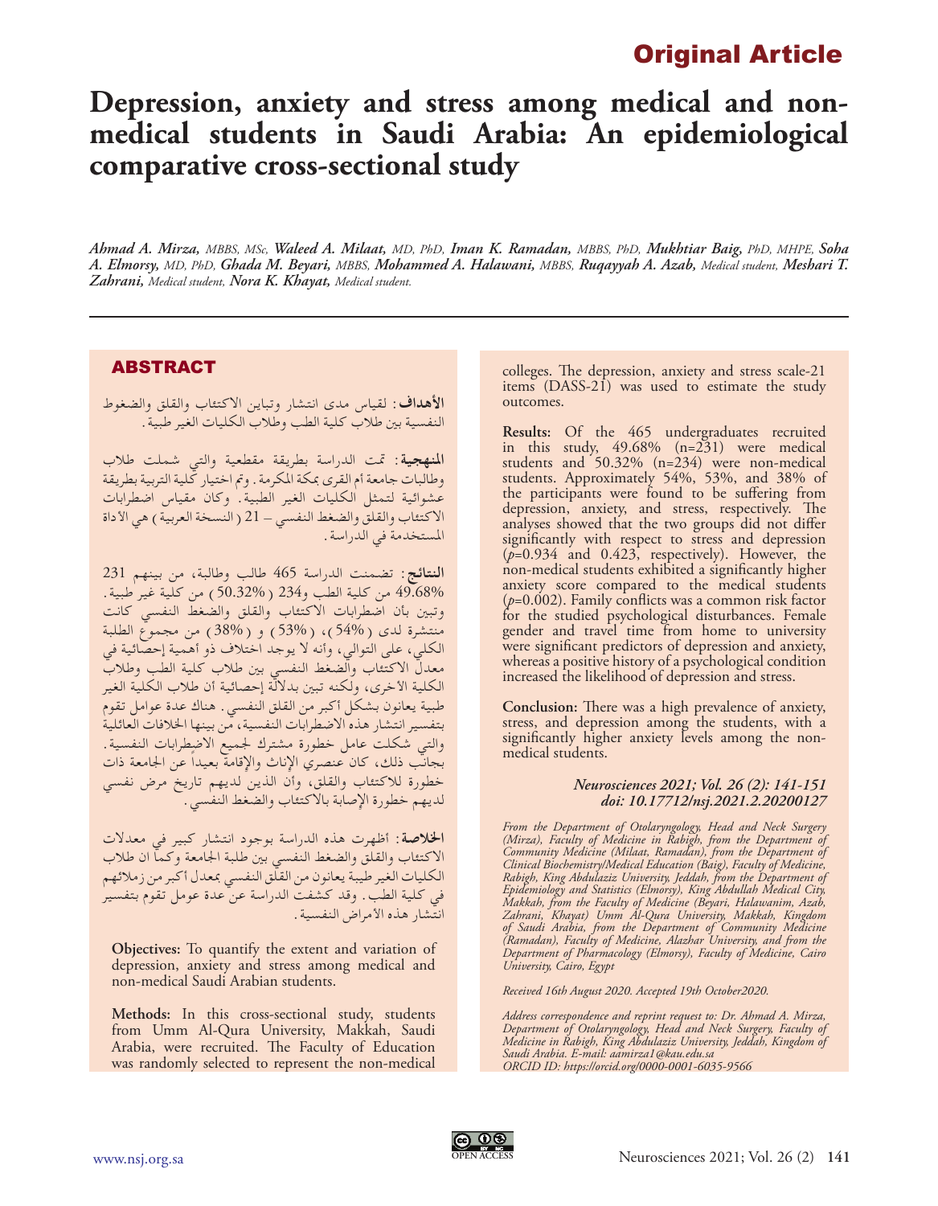Original Article

# Depression, anxiety and stress among medical and non-medical students in Saudi Arabia: An epidemiological comparative cross-sectional study

*Ahmad A. Mirza, MBBS, MSc, Waleed A. Milaat, MD, PhD, Iman K. Ramadan, MBBS, PhD, Mukhtiar Baig, PhD, MHPE, Soha A. Elmorsy, MD, PhD, Ghada M. Beyari, MBBS, Mohammed A. Halawani, MBBS, Ruqayyah A. Azab, Medical student, Meshari T. Zahrani, Medical student, Nora K. Khayat, Medical student.*

## ABSTRACT

**الأهداف**: لقياس مدى انتشار وتباين الاكتئاب والقلق والضغوط النفسية بين طلاب كلية الطب وطلاب الكليات الغير طبية.

**المنهجية**: تمت الدراسة بطريقة مقطعية والتي شملت طلاب وطالبات جامعة أم القرى بمكة المكرمة. وتم اختيار كلية التربية بطريقة عشوائية لتمثل الكليات الغير الطبية. وكان مقياس اضطرابات الاكتئاب والقلق والضغط النفسي – 21 (النسخة العربية) هي الأداة المستخدمة في الدراسة.

**النتائج**: تضمنت الدراسة 465 طالب وطالبة، من بينهم 231 (49.68%) من كلية الطب و234 (50.32%) من كلية غير طبية. وتبين بأن اضطرابات الاكتئاب والقلق والضغط النفسي كانت منتشرة لدى (54%)، (53%) و (38%) من مجموع الطلبة الكلي، على التوالي، وأنه لا يوجد اختلاف ذو أهمية إحصائية في معدل الاكتئاب والضغط النفسي بين طلاب كلية الطب وطلاب الكلية الأخرى، ولكنه تبين بدلالة إحصائية أن طلاب الكلية الغير طبية يعانون بشكل أكبر من القلق النفسي. هناك عدة عوامل تقوم بتفسير انتشار هذه الاضطرابات النفسية، من بينها الخلافات العائلية والتي شكلت عامل خطورة مشترك لجميع الاضطرابات النفسية. بجانب ذلك، كان عنصري الإناث والإقامة بعيداً عن الجامعة ذات خطورة للاكتئاب والقلق، وأن الذين لديهم تاريخ مرض نفسي لديهم خطورة الإصابة بالاكتئاب والضغط النفسي.

**الخلاصة**: أظهرت هذه الدراسة بوجود انتشار كبير في معدلات الاكتئاب والقلق والضغط النفسي بين طلبة الجامعة وكما ان طلاب الكليات الغير طبية يعانون من القلق النفسي بمعدل أكبر من زملائهم في كلية الطب. وقد كشفت الدراسة عن عدة عومل تقوم بتفسير انتشار هذه الأمراض النفسية.

**Objectives:** To quantify the extent and variation of depression, anxiety and stress among medical and non-medical Saudi Arabian students.

**Methods:** In this cross-sectional study, students from Umm Al-Qura University, Makkah, Saudi Arabia, were recruited. The Faculty of Education was randomly selected to represent the non-medical colleges. The depression, anxiety and stress scale-21 items (DASS-21) was used to estimate the study outcomes.

**Results:** Of the 465 undergraduates recruited in this study, 49.68% (n=231) were medical students and 50.32% (n=234) were non-medical students. Approximately 54%, 53%, and 38% of the participants were found to be suffering from depression, anxiety, and stress, respectively. The analyses showed that the two groups did not differ significantly with respect to stress and depression ($p$=0.934 and 0.423, respectively). However, the non-medical students exhibited a significantly higher anxiety score compared to the medical students ($p$=0.002). Family conflicts was a common risk factor for the studied psychological disturbances. Female gender and travel time from home to university were significant predictors of depression and anxiety, whereas a positive history of a psychological condition increased the likelihood of depression and stress.

**Conclusion:** There was a high prevalence of anxiety, stress, and depression among the students, with a significantly higher anxiety levels among the non-medical students.

*Neurosciences 2021; Vol. 26 (2): 141-151*
*doi: 10.17712/nsj.2021.2.20200127*

*From the Department of Otolaryngology, Head and Neck Surgery (Mirza), Faculty of Medicine in Rabigh, from the Department of Community Medicine (Milaat, Ramadan), from the Department of Clinical Biochemistry/Medical Education (Baig), Faculty of Medicine, Rabigh, King Abdulaziz University, Jeddah, from the Department of Epidemiology and Statistics (Elmorsy), King Abdullah Medical City, Makkah, from the Faculty of Medicine (Beyari, Halawanim, Azab, Zahrani, Khayat) Umm Al-Qura University, Makkah, Kingdom of Saudi Arabia, from the Department of Community Medicine (Ramadan), Faculty of Medicine, Alazhar University, and from the Department of Pharmacology (Elmorsy), Faculty of Medicine, Cairo University, Cairo, Egypt*

*Received 16th August 2020. Accepted 19th October2020.*

*Address correspondence and reprint request to: Dr. Ahmad A. Mirza, Department of Otolaryngology, Head and Neck Surgery, Faculty of Medicine in Rabigh, King Abdulaziz University, Jeddah, Kingdom of Saudi Arabia. E-mail: aamirza1@kau.edu.sa*
*ORCID ID: https://orcid.org/0000-0001-6035-9566*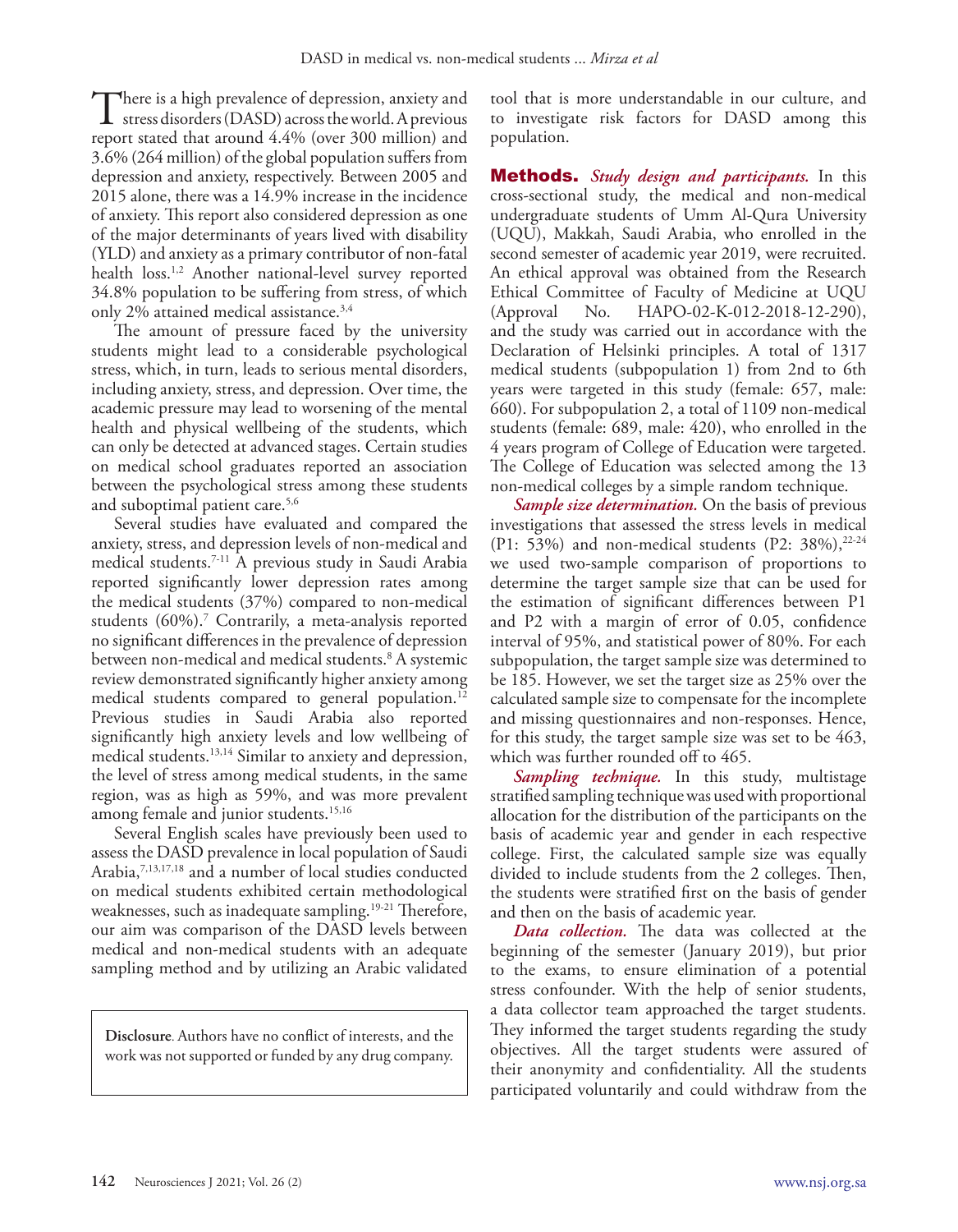There is a high prevalence of depression, anxiety and stress disorders (DASD) across the world. A previous report stated that around 4.4% (over 300 million) and 3.6% (264 million) of the global population suffers from depression and anxiety, respectively. Between 2005 and 2015 alone, there was a 14.9% increase in the incidence of anxiety. This report also considered depression as one of the major determinants of years lived with disability (YLD) and anxiety as a primary contributor of non-fatal health loss.[1,2] Another national-level survey reported 34.8% population to be suffering from stress, of which only 2% attained medical assistance.[3,4]

The amount of pressure faced by the university students might lead to a considerable psychological stress, which, in turn, leads to serious mental disorders, including anxiety, stress, and depression. Over time, the academic pressure may lead to worsening of the mental health and physical wellbeing of the students, which can only be detected at advanced stages. Certain studies on medical school graduates reported an association between the psychological stress among these students and suboptimal patient care.[5,6]

Several studies have evaluated and compared the anxiety, stress, and depression levels of non-medical and medical students.[7-11] A previous study in Saudi Arabia reported significantly lower depression rates among the medical students (37%) compared to non-medical students (60%).[7] Contrarily, a meta-analysis reported no significant differences in the prevalence of depression between non-medical and medical students.[8] A systemic review demonstrated significantly higher anxiety among medical students compared to general population.[12] Previous studies in Saudi Arabia also reported significantly high anxiety levels and low wellbeing of medical students.[13,14] Similar to anxiety and depression, the level of stress among medical students, in the same region, was as high as 59%, and was more prevalent among female and junior students.[15,16]

Several English scales have previously been used to assess the DASD prevalence in local population of Saudi Arabia,[7,13,17,18] and a number of local studies conducted on medical students exhibited certain methodological weaknesses, such as inadequate sampling.[19-21] Therefore, our aim was comparison of the DASD levels between medical and non-medical students with an adequate sampling method and by utilizing an Arabic validated tool that is more understandable in our culture, and to investigate risk factors for DASD among this population.

**Disclosure**. Authors have no conflict of interests, and the work was not supported or funded by any drug company.

## Methods.

***Study design and participants.*** In this cross-sectional study, the medical and non-medical undergraduate students of Umm Al-Qura University (UQU), Makkah, Saudi Arabia, who enrolled in the second semester of academic year 2019, were recruited. An ethical approval was obtained from the Research Ethical Committee of Faculty of Medicine at UQU (Approval No. HAPO-02-K-012-2018-12-290), and the study was carried out in accordance with the Declaration of Helsinki principles. A total of 1317 medical students (subpopulation 1) from 2nd to 6th years were targeted in this study (female: 657, male: 660). For subpopulation 2, a total of 1109 non-medical students (female: 689, male: 420), who enrolled in the 4 years program of College of Education were targeted. The College of Education was selected among the 13 non-medical colleges by a simple random technique.

***Sample size determination.*** On the basis of previous investigations that assessed the stress levels in medical (P1: 53%) and non-medical students (P2: 38%),[22-24] we used two-sample comparison of proportions to determine the target sample size that can be used for the estimation of significant differences between P1 and P2 with a margin of error of 0.05, confidence interval of 95%, and statistical power of 80%. For each subpopulation, the target sample size was determined to be 185. However, we set the target size as 25% over the calculated sample size to compensate for the incomplete and missing questionnaires and non-responses. Hence, for this study, the target sample size was set to be 463, which was further rounded off to 465.

***Sampling technique.*** In this study, multistage stratified sampling technique was used with proportional allocation for the distribution of the participants on the basis of academic year and gender in each respective college. First, the calculated sample size was equally divided to include students from the 2 colleges. Then, the students were stratified first on the basis of gender and then on the basis of academic year.

***Data collection.*** The data was collected at the beginning of the semester (January 2019), but prior to the exams, to ensure elimination of a potential stress confounder. With the help of senior students, a data collector team approached the target students. They informed the target students regarding the study objectives. All the target students were assured of their anonymity and confidentiality. All the students participated voluntarily and could withdraw from the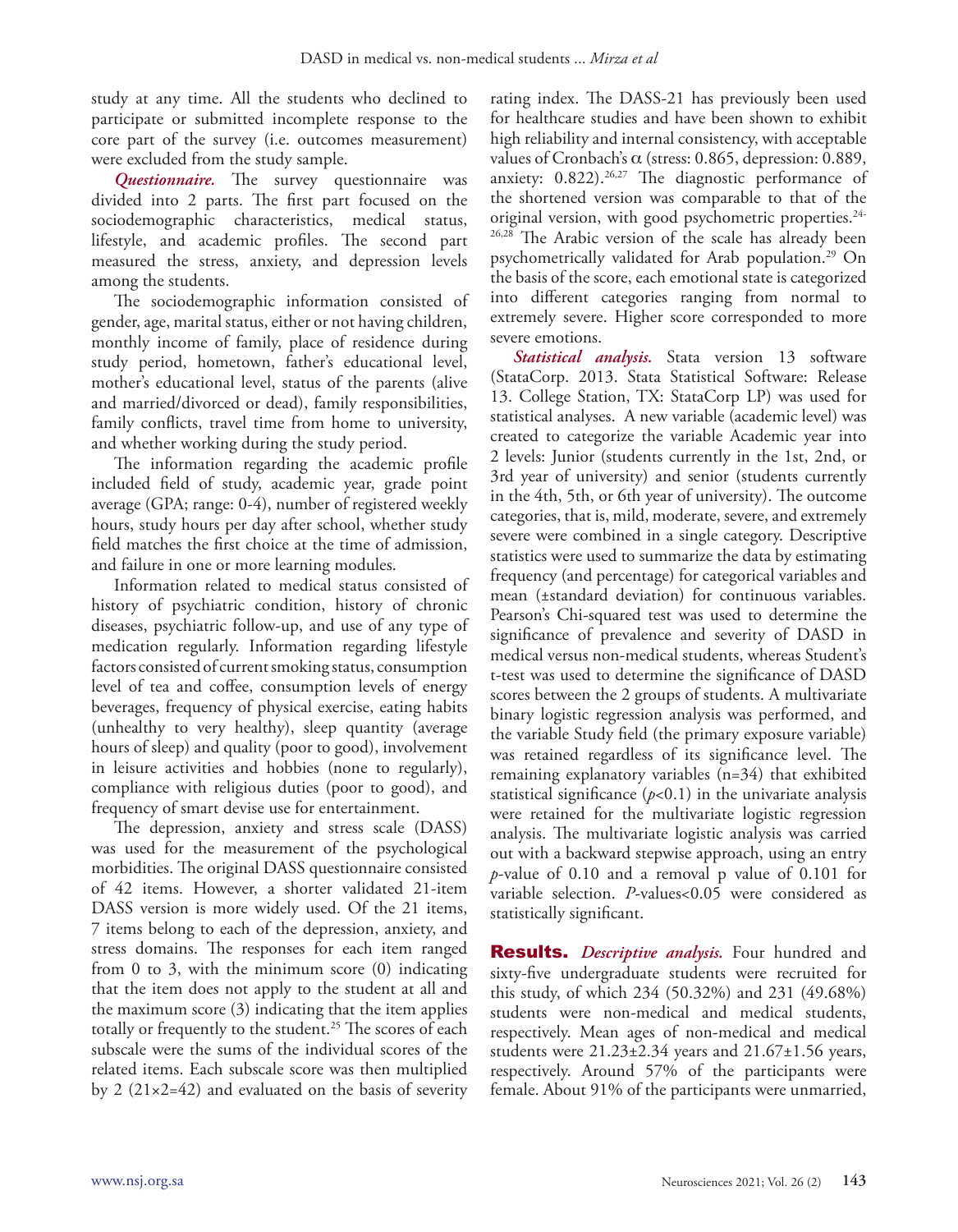study at any time. All the students who declined to participate or submitted incomplete response to the core part of the survey (i.e. outcomes measurement) were excluded from the study sample.

***Questionnaire.*** The survey questionnaire was divided into 2 parts. The first part focused on the sociodemographic characteristics, medical status, lifestyle, and academic profiles. The second part measured the stress, anxiety, and depression levels among the students.

The sociodemographic information consisted of gender, age, marital status, either or not having children, monthly income of family, place of residence during study period, hometown, father's educational level, mother's educational level, status of the parents (alive and married/divorced or dead), family responsibilities, family conflicts, travel time from home to university, and whether working during the study period.

The information regarding the academic profile included field of study, academic year, grade point average (GPA; range: 0-4), number of registered weekly hours, study hours per day after school, whether study field matches the first choice at the time of admission, and failure in one or more learning modules.

Information related to medical status consisted of history of psychiatric condition, history of chronic diseases, psychiatric follow-up, and use of any type of medication regularly. Information regarding lifestyle factors consisted of current smoking status, consumption level of tea and coffee, consumption levels of energy beverages, frequency of physical exercise, eating habits (unhealthy to very healthy), sleep quantity (average hours of sleep) and quality (poor to good), involvement in leisure activities and hobbies (none to regularly), compliance with religious duties (poor to good), and frequency of smart devise use for entertainment.

The depression, anxiety and stress scale (DASS) was used for the measurement of the psychological morbidities. The original DASS questionnaire consisted of 42 items. However, a shorter validated 21-item DASS version is more widely used. Of the 21 items, 7 items belong to each of the depression, anxiety, and stress domains. The responses for each item ranged from 0 to 3, with the minimum score (0) indicating that the item does not apply to the student at all and the maximum score (3) indicating that the item applies totally or frequently to the student.[25] The scores of each subscale were the sums of the individual scores of the related items. Each subscale score was then multiplied by 2 ($21 \times 2 = 42$) and evaluated on the basis of severity rating index. The DASS-21 has previously been used for healthcare studies and have been shown to exhibit high reliability and internal consistency, with acceptable values of Cronbach's $\alpha$ (stress: 0.865, depression: 0.889, anxiety: 0.822).[26,27] The diagnostic performance of the shortened version was comparable to that of the original version, with good psychometric properties.[24-26,28] The Arabic version of the scale has already been psychometrically validated for Arab population.[29] On the basis of the score, each emotional state is categorized into different categories ranging from normal to extremely severe. Higher score corresponded to more severe emotions.

***Statistical analysis.*** Stata version 13 software (StataCorp. 2013. Stata Statistical Software: Release 13. College Station, TX: StataCorp LP) was used for statistical analyses. A new variable (academic level) was created to categorize the variable Academic year into 2 levels: Junior (students currently in the 1st, 2nd, or 3rd year of university) and senior (students currently in the 4th, 5th, or 6th year of university). The outcome categories, that is, mild, moderate, severe, and extremely severe were combined in a single category. Descriptive statistics were used to summarize the data by estimating frequency (and percentage) for categorical variables and mean (±standard deviation) for continuous variables. Pearson's Chi-squared test was used to determine the significance of prevalence and severity of DASD in medical versus non-medical students, whereas Student's t-test was used to determine the significance of DASD scores between the 2 groups of students. A multivariate binary logistic regression analysis was performed, and the variable Study field (the primary exposure variable) was retained regardless of its significance level. The remaining explanatory variables (n=34) that exhibited statistical significance ($p<0.1$) in the univariate analysis were retained for the multivariate logistic regression analysis. The multivariate logistic analysis was carried out with a backward stepwise approach, using an entry $p$-value of 0.10 and a removal p value of 0.101 for variable selection. $P$-values<0.05 were considered as statistically significant.

## Results.

***Descriptive analysis.*** Four hundred and sixty-five undergraduate students were recruited for this study, of which 234 (50.32%) and 231 (49.68%) students were non-medical and medical students, respectively. Mean ages of non-medical and medical students were 21.23±2.34 years and 21.67±1.56 years, respectively. Around 57% of the participants were female. About 91% of the participants were unmarried,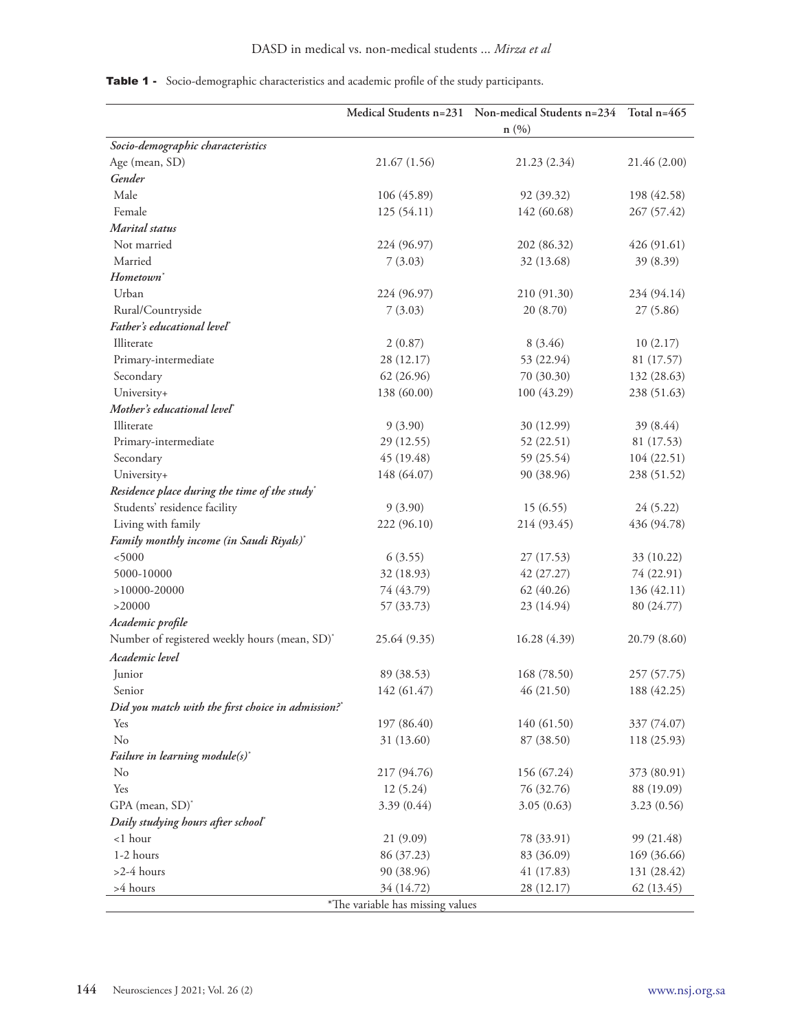**Table 1 -** Socio-demographic characteristics and academic profile of the study participants.

| | Medical Students n=231 | Non-medical Students n=234 | Total n=465 |
|---|---|---|---|
| | | n (%) | |
| *Socio-demographic characteristics* | | | |
| Age (mean, SD) | 21.67 (1.56) | 21.23 (2.34) | 21.46 (2.00) |
| *Gender* | | | |
| Male | 106 (45.89) | 92 (39.32) | 198 (42.58) |
| Female | 125 (54.11) | 142 (60.68) | 267 (57.42) |
| *Marital status* | | | |
| Not married | 224 (96.97) | 202 (86.32) | 426 (91.61) |
| Married | 7 (3.03) | 32 (13.68) | 39 (8.39) |
| *Hometown** | | | |
| Urban | 224 (96.97) | 210 (91.30) | 234 (94.14) |
| Rural/Countryside | 7 (3.03) | 20 (8.70) | 27 (5.86) |
| *Father's educational level** | | | |
| Illiterate | 2 (0.87) | 8 (3.46) | 10 (2.17) |
| Primary-intermediate | 28 (12.17) | 53 (22.94) | 81 (17.57) |
| Secondary | 62 (26.96) | 70 (30.30) | 132 (28.63) |
| University+ | 138 (60.00) | 100 (43.29) | 238 (51.63) |
| *Mother's educational level** | | | |
| Illiterate | 9 (3.90) | 30 (12.99) | 39 (8.44) |
| Primary-intermediate | 29 (12.55) | 52 (22.51) | 81 (17.53) |
| Secondary | 45 (19.48) | 59 (25.54) | 104 (22.51) |
| University+ | 148 (64.07) | 90 (38.96) | 238 (51.52) |
| *Residence place during the time of the study** | | | |
| Students' residence facility | 9 (3.90) | 15 (6.55) | 24 (5.22) |
| Living with family | 222 (96.10) | 214 (93.45) | 436 (94.78) |
| *Family monthly income (in Saudi Riyals)** | | | |
| <5000 | 6 (3.55) | 27 (17.53) | 33 (10.22) |
| 5000-10000 | 32 (18.93) | 42 (27.27) | 74 (22.91) |
| >10000-20000 | 74 (43.79) | 62 (40.26) | 136 (42.11) |
| >20000 | 57 (33.73) | 23 (14.94) | 80 (24.77) |
| *Academic profile* | | | |
| Number of registered weekly hours (mean, SD)* | 25.64 (9.35) | 16.28 (4.39) | 20.79 (8.60) |
| *Academic level* | | | |
| Junior | 89 (38.53) | 168 (78.50) | 257 (57.75) |
| Senior | 142 (61.47) | 46 (21.50) | 188 (42.25) |
| *Did you match with the first choice in admission?** | | | |
| Yes | 197 (86.40) | 140 (61.50) | 337 (74.07) |
| No | 31 (13.60) | 87 (38.50) | 118 (25.93) |
| *Failure in learning module(s)** | | | |
| No | 217 (94.76) | 156 (67.24) | 373 (80.91) |
| Yes | 12 (5.24) | 76 (32.76) | 88 (19.09) |
| GPA (mean, SD)* | 3.39 (0.44) | 3.05 (0.63) | 3.23 (0.56) |
| *Daily studying hours after school** | | | |
| <1 hour | 21 (9.09) | 78 (33.91) | 99 (21.48) |
| 1-2 hours | 86 (37.23) | 83 (36.09) | 169 (36.66) |
| >2-4 hours | 90 (38.96) | 41 (17.83) | 131 (28.42) |
| >4 hours | 34 (14.72) | 28 (12.17) | 62 (13.45) |

*The variable has missing values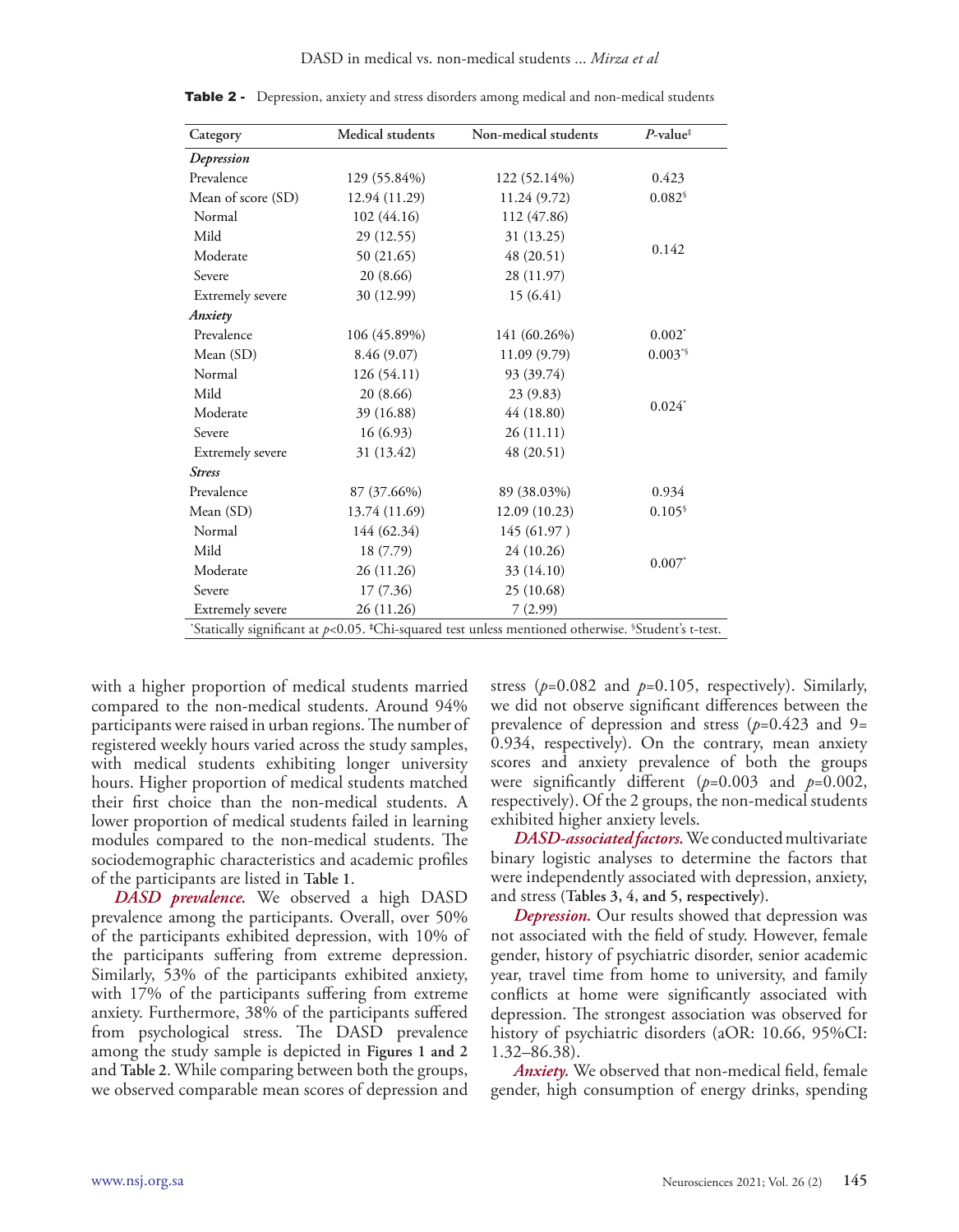**Table 2 -** Depression, anxiety and stress disorders among medical and non-medical students

| Category | Medical students | Non-medical students | *P*-value‡ |
|---|---|---|---|
| ***Depression*** | | | |
| Prevalence | 129 (55.84%) | 122 (52.14%) | 0.423 |
| Mean of score (SD) | 12.94 (11.29) | 11.24 (9.72) | 0.082§ |
| Normal | 102 (44.16) | 112 (47.86) | |
| Mild | 29 (12.55) | 31 (13.25) | 0.142 |
| Moderate | 50 (21.65) | 48 (20.51) | |
| Severe | 20 (8.66) | 28 (11.97) | |
| Extremely severe | 30 (12.99) | 15 (6.41) | |
| ***Anxiety*** | | | |
| Prevalence | 106 (45.89%) | 141 (60.26%) | 0.002* |
| Mean (SD) | 8.46 (9.07) | 11.09 (9.79) | 0.003*§ |
| Normal | 126 (54.11) | 93 (39.74) | |
| Mild | 20 (8.66) | 23 (9.83) | 0.024* |
| Moderate | 39 (16.88) | 44 (18.80) | |
| Severe | 16 (6.93) | 26 (11.11) | |
| Extremely severe | 31 (13.42) | 48 (20.51) | |
| ***Stress*** | | | |
| Prevalence | 87 (37.66%) | 89 (38.03%) | 0.934 |
| Mean (SD) | 13.74 (11.69) | 12.09 (10.23) | 0.105§ |
| Normal | 144 (62.34) | 145 (61.97 ) | |
| Mild | 18 (7.79) | 24 (10.26) | 0.007* |
| Moderate | 26 (11.26) | 33 (14.10) | |
| Severe | 17 (7.36) | 25 (10.68) | |
| Extremely severe | 26 (11.26) | 7 (2.99) | |

*Statically significant at $p<0.05$. ‡Chi-squared test unless mentioned otherwise. §Student's t-test.

with a higher proportion of medical students married compared to the non-medical students. Around 94% participants were raised in urban regions. The number of registered weekly hours varied across the study samples, with medical students exhibiting longer university hours. Higher proportion of medical students matched their first choice than the non-medical students. A lower proportion of medical students failed in learning modules compared to the non-medical students. The sociodemographic characteristics and academic profiles of the participants are listed in **Table 1**.

***DASD prevalence.*** We observed a high DASD prevalence among the participants. Overall, over 50% of the participants exhibited depression, with 10% of the participants suffering from extreme depression. Similarly, 53% of the participants exhibited anxiety, with 17% of the participants suffering from extreme anxiety. Furthermore, 38% of the participants suffered from psychological stress. The DASD prevalence among the study sample is depicted in **Figures 1 and 2** and **Table 2**. While comparing between both the groups, we observed comparable mean scores of depression and stress ($p$=0.082 and $p$=0.105, respectively). Similarly, we did not observe significant differences between the prevalence of depression and stress ($p$=0.423 and 9= 0.934, respectively). On the contrary, mean anxiety scores and anxiety prevalence of both the groups were significantly different ($p$=0.003 and $p$=0.002, respectively). Of the 2 groups, the non-medical students exhibited higher anxiety levels.

***DASD-associated factors.*** We conducted multivariate binary logistic analyses to determine the factors that were independently associated with depression, anxiety, and stress (**Tables 3, 4, and 5, respectively**).

***Depression.*** Our results showed that depression was not associated with the field of study. However, female gender, history of psychiatric disorder, senior academic year, travel time from home to university, and family conflicts at home were significantly associated with depression. The strongest association was observed for history of psychiatric disorders (aOR: 10.66, 95%CI: 1.32–86.38).

***Anxiety.*** We observed that non-medical field, female gender, high consumption of energy drinks, spending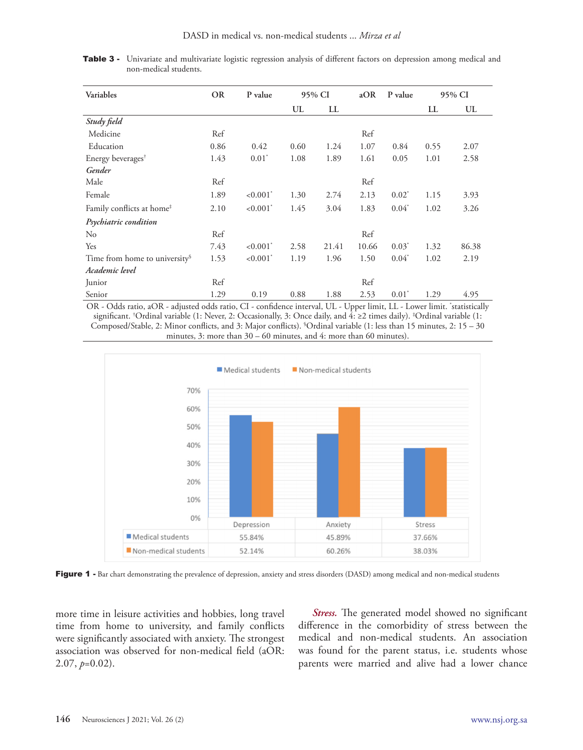**Table 3 -** Univariate and multivariate logistic regression analysis of different factors on depression among medical and non-medical students.

| Variables | OR | P value | 95% CI | | aOR | P value | 95% CI | |
|---|---|---|---|---|---|---|---|---|
| | | | UL | LL | | | LL | UL |
| *Study field* | | | | | | | | |
| Medicine | Ref | | | | Ref | | | |
| Education | 0.86 | 0.42 | 0.60 | 1.24 | 1.07 | 0.84 | 0.55 | 2.07 |
| Energy beverages† | 1.43 | 0.01* | 1.08 | 1.89 | 1.61 | 0.05 | 1.01 | 2.58 |
| *Gender* | | | | | | | | |
| Male | Ref | | | | Ref | | | |
| Female | 1.89 | <0.001* | 1.30 | 2.74 | 2.13 | 0.02* | 1.15 | 3.93 |
| Family conflicts at home‡ | 2.10 | <0.001* | 1.45 | 3.04 | 1.83 | 0.04* | 1.02 | 3.26 |
| *Psychiatric condition* | | | | | | | | |
| No | Ref | | | | Ref | | | |
| Yes | 7.43 | <0.001* | 2.58 | 21.41 | 10.66 | 0.03* | 1.32 | 86.38 |
| Time from home to university§ | 1.53 | <0.001* | 1.19 | 1.96 | 1.50 | 0.04* | 1.02 | 2.19 |
| *Academic level* | | | | | | | | |
| Junior | Ref | | | | Ref | | | |
| Senior | 1.29 | 0.19 | 0.88 | 1.88 | 2.53 | 0.01* | 1.29 | 4.95 |

OR - Odds ratio, aOR - adjusted odds ratio, CI - confidence interval, UL - Upper limit, LL - Lower limit. *statistically significant. †Ordinal variable (1: Never, 2: Occasionally, 3: Once daily, and 4: ≥2 times daily). ‡Ordinal variable (1: Composed/Stable, 2: Minor conflicts, and 3: Major conflicts). §Ordinal variable (1: less than 15 minutes, 2: 15 – 30 minutes, 3: more than 30 – 60 minutes, and 4: more than 60 minutes).

| | Depression | Anxiety | Stress |
|---|---|---|---|
| Medical students | 55.84% | 45.89% | 37.66% |
| Non-medical students | 52.14% | 60.26% | 38.03% |

**Figure 1 -** Bar chart demonstrating the prevalence of depression, anxiety and stress disorders (DASD) among medical and non-medical students

more time in leisure activities and hobbies, long travel time from home to university, and family conflicts were significantly associated with anxiety. The strongest association was observed for non-medical field (aOR: 2.07, $p$=0.02).

***Stress.*** The generated model showed no significant difference in the comorbidity of stress between the medical and non-medical students. An association was found for the parent status, i.e. students whose parents were married and alive had a lower chance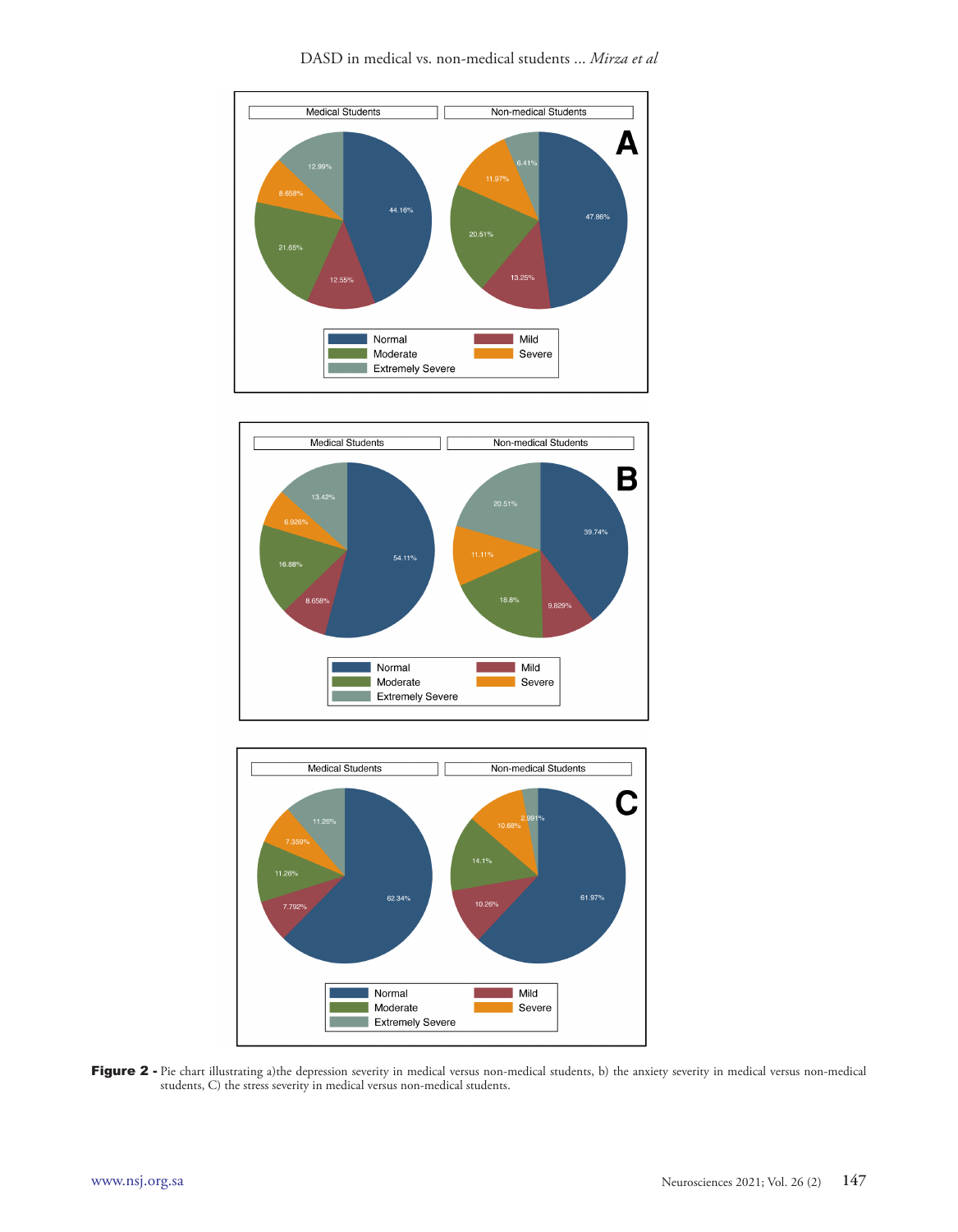**Figure 2 -** Pie chart illustrating a)the depression severity in medical versus non-medical students, b) the anxiety severity in medical versus non-medical students, C) the stress severity in medical versus non-medical students.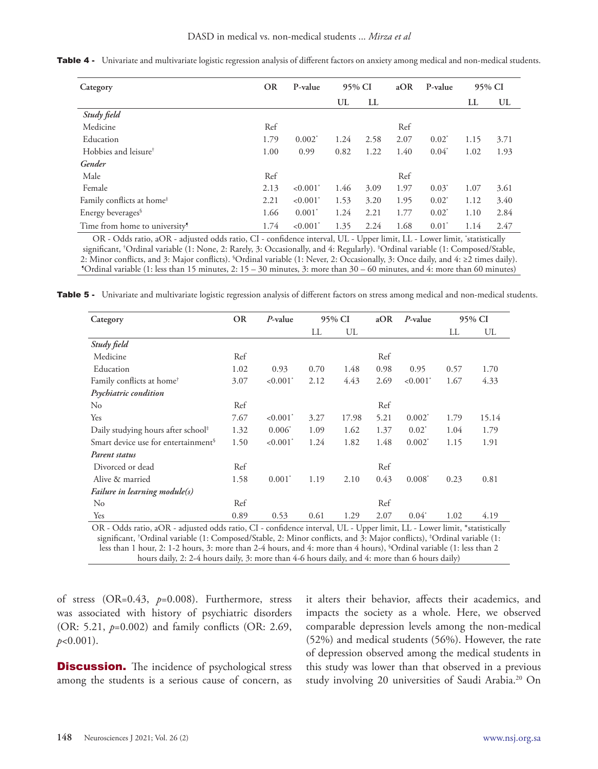**Table 4 -** Univariate and multivariate logistic regression analysis of different factors on anxiety among medical and non-medical students.

| Category | OR | P-value | 95% CI | | aOR | P-value | 95% CI | |
|---|---|---|---|---|---|---|---|---|
| | | | UL | LL | | | LL | UL |
| *Study field* | | | | | | | | |
| Medicine | Ref | | | | Ref | | | |
| Education | 1.79 | 0.002* | 1.24 | 2.58 | 2.07 | 0.02* | 1.15 | 3.71 |
| Hobbies and leisure† | 1.00 | 0.99 | 0.82 | 1.22 | 1.40 | 0.04* | 1.02 | 1.93 |
| *Gender* | | | | | | | | |
| Male | Ref | | | | Ref | | | |
| Female | 2.13 | <0.001* | 1.46 | 3.09 | 1.97 | 0.03* | 1.07 | 3.61 |
| Family conflicts at home‡ | 2.21 | <0.001* | 1.53 | 3.20 | 1.95 | 0.02* | 1.12 | 3.40 |
| Energy beverages§ | 1.66 | 0.001* | 1.24 | 2.21 | 1.77 | 0.02* | 1.10 | 2.84 |
| Time from home to university¶ | 1.74 | <0.001* | 1.35 | 2.24 | 1.68 | 0.01* | 1.14 | 2.47 |

OR - Odds ratio, aOR - adjusted odds ratio, CI - confidence interval, UL - Upper limit, LL - Lower limit, *statistically significant, †Ordinal variable (1: None, 2: Rarely, 3: Occasionally, and 4: Regularly). ‡Ordinal variable (1: Composed/Stable, 2: Minor conflicts, and 3: Major conflicts). §Ordinal variable (1: Never, 2: Occasionally, 3: Once daily, and 4: ≥2 times daily). ¶Ordinal variable (1: less than 15 minutes, 2: 15 – 30 minutes, 3: more than 30 – 60 minutes, and 4: more than 60 minutes)

**Table 5 -** Univariate and multivariate logistic regression analysis of different factors on stress among medical and non-medical students.

| Category | OR | *P*-value | 95% CI | | aOR | *P*-value | 95% CI | |
|---|---|---|---|---|---|---|---|---|
| | | | LL | UL | | | LL | UL |
| *Study field* | | | | | | | | |
| Medicine | Ref | | | | Ref | | | |
| Education | 1.02 | 0.93 | 0.70 | 1.48 | 0.98 | 0.95 | 0.57 | 1.70 |
| Family conflicts at home† | 3.07 | <0.001* | 2.12 | 4.43 | 2.69 | <0.001* | 1.67 | 4.33 |
| *Psychiatric condition* | | | | | | | | |
| No | Ref | | | | Ref | | | |
| Yes | 7.67 | <0.001* | 3.27 | 17.98 | 5.21 | 0.002* | 1.79 | 15.14 |
| Daily studying hours after school‡ | 1.32 | 0.006* | 1.09 | 1.62 | 1.37 | 0.02* | 1.04 | 1.79 |
| Smart device use for entertainment§ | 1.50 | <0.001* | 1.24 | 1.82 | 1.48 | 0.002* | 1.15 | 1.91 |
| *Parent status* | | | | | | | | |
| Divorced or dead | Ref | | | | Ref | | | |
| Alive & married | 1.58 | 0.001* | 1.19 | 2.10 | 0.43 | 0.008* | 0.23 | 0.81 |
| *Failure in learning module(s)* | | | | | | | | |
| No | Ref | | | | Ref | | | |
| Yes | 0.89 | 0.53 | 0.61 | 1.29 | 2.07 | 0.04* | 1.02 | 4.19 |

OR - Odds ratio, aOR - adjusted odds ratio, CI - confidence interval, UL - Upper limit, LL - Lower limit, *statistically significant, †Ordinal variable (1: Composed/Stable, 2: Minor conflicts, and 3: Major conflicts), ‡Ordinal variable (1: less than 1 hour, 2: 1-2 hours, 3: more than 2-4 hours, and 4: more than 4 hours), §Ordinal variable (1: less than 2 hours daily, 2: 2-4 hours daily, 3: more than 4-6 hours daily, and 4: more than 6 hours daily)

of stress (OR=0.43, $p$=0.008). Furthermore, stress was associated with history of psychiatric disorders (OR: 5.21, $p$=0.002) and family conflicts (OR: 2.69, $p$<0.001).

**Discussion.** The incidence of psychological stress among the students is a serious cause of concern, as it alters their behavior, affects their academics, and impacts the society as a whole. Here, we observed comparable depression levels among the non-medical (52%) and medical students (56%). However, the rate of depression observed among the medical students in this study was lower than that observed in a previous study involving 20 universities of Saudi Arabia.[20] On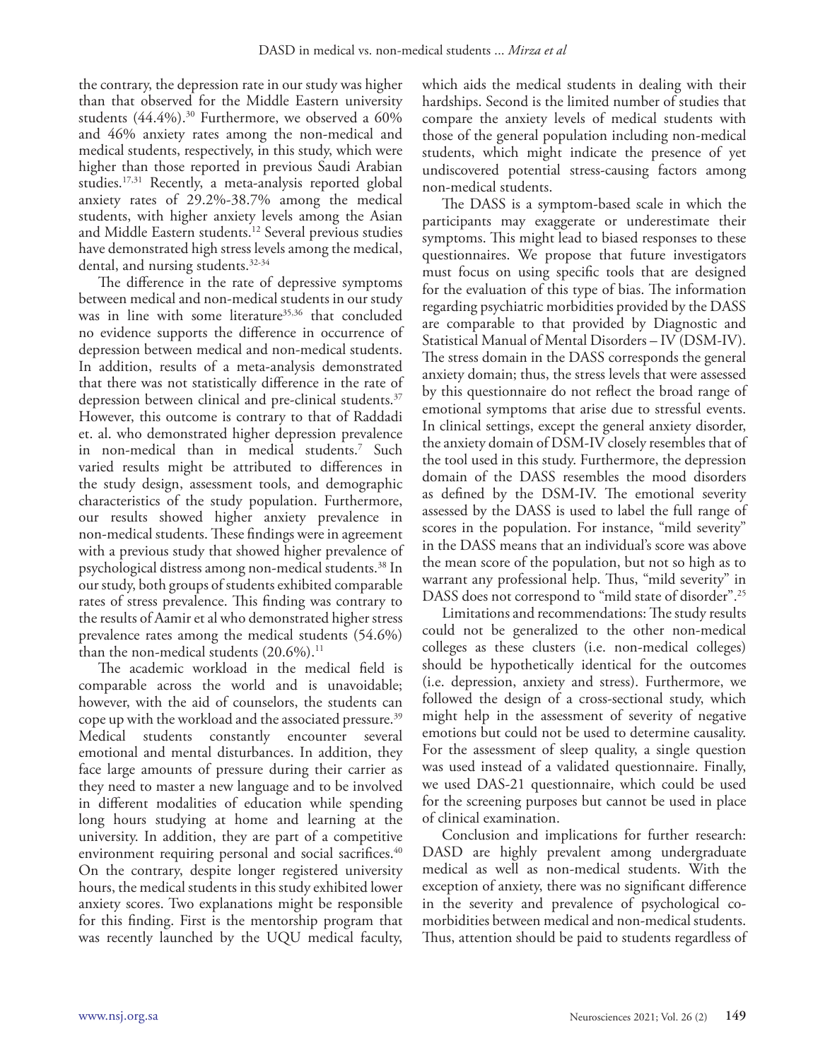the contrary, the depression rate in our study was higher than that observed for the Middle Eastern university students (44.4%).[30] Furthermore, we observed a 60% and 46% anxiety rates among the non-medical and medical students, respectively, in this study, which were higher than those reported in previous Saudi Arabian studies.[17,31] Recently, a meta-analysis reported global anxiety rates of 29.2%-38.7% among the medical students, with higher anxiety levels among the Asian and Middle Eastern students.[12] Several previous studies have demonstrated high stress levels among the medical, dental, and nursing students.[32-34]

The difference in the rate of depressive symptoms between medical and non-medical students in our study was in line with some literature[35,36] that concluded no evidence supports the difference in occurrence of depression between medical and non-medical students. In addition, results of a meta-analysis demonstrated that there was not statistically difference in the rate of depression between clinical and pre-clinical students.[37] However, this outcome is contrary to that of Raddadi et. al. who demonstrated higher depression prevalence in non-medical than in medical students.[7] Such varied results might be attributed to differences in the study design, assessment tools, and demographic characteristics of the study population. Furthermore, our results showed higher anxiety prevalence in non-medical students. These findings were in agreement with a previous study that showed higher prevalence of psychological distress among non-medical students.[38] In our study, both groups of students exhibited comparable rates of stress prevalence. This finding was contrary to the results of Aamir et al who demonstrated higher stress prevalence rates among the medical students (54.6%) than the non-medical students (20.6%).[11]

The academic workload in the medical field is comparable across the world and is unavoidable; however, with the aid of counselors, the students can cope up with the workload and the associated pressure.[39] Medical students constantly encounter several emotional and mental disturbances. In addition, they face large amounts of pressure during their carrier as they need to master a new language and to be involved in different modalities of education while spending long hours studying at home and learning at the university. In addition, they are part of a competitive environment requiring personal and social sacrifices.[40] On the contrary, despite longer registered university hours, the medical students in this study exhibited lower anxiety scores. Two explanations might be responsible for this finding. First is the mentorship program that was recently launched by the UQU medical faculty, which aids the medical students in dealing with their hardships. Second is the limited number of studies that compare the anxiety levels of medical students with those of the general population including non-medical students, which might indicate the presence of yet undiscovered potential stress-causing factors among non-medical students.

The DASS is a symptom-based scale in which the participants may exaggerate or underestimate their symptoms. This might lead to biased responses to these questionnaires. We propose that future investigators must focus on using specific tools that are designed for the evaluation of this type of bias. The information regarding psychiatric morbidities provided by the DASS are comparable to that provided by Diagnostic and Statistical Manual of Mental Disorders – IV (DSM-IV). The stress domain in the DASS corresponds the general anxiety domain; thus, the stress levels that were assessed by this questionnaire do not reflect the broad range of emotional symptoms that arise due to stressful events. In clinical settings, except the general anxiety disorder, the anxiety domain of DSM-IV closely resembles that of the tool used in this study. Furthermore, the depression domain of the DASS resembles the mood disorders as defined by the DSM-IV. The emotional severity assessed by the DASS is used to label the full range of scores in the population. For instance, "mild severity" in the DASS means that an individual's score was above the mean score of the population, but not so high as to warrant any professional help. Thus, "mild severity" in DASS does not correspond to "mild state of disorder".[25]

Limitations and recommendations: The study results could not be generalized to the other non-medical colleges as these clusters (i.e. non-medical colleges) should be hypothetically identical for the outcomes (i.e. depression, anxiety and stress). Furthermore, we followed the design of a cross-sectional study, which might help in the assessment of severity of negative emotions but could not be used to determine causality. For the assessment of sleep quality, a single question was used instead of a validated questionnaire. Finally, we used DAS-21 questionnaire, which could be used for the screening purposes but cannot be used in place of clinical examination.

Conclusion and implications for further research: DASD are highly prevalent among undergraduate medical as well as non-medical students. With the exception of anxiety, there was no significant difference in the severity and prevalence of psychological co-morbidities between medical and non-medical students. Thus, attention should be paid to students regardless of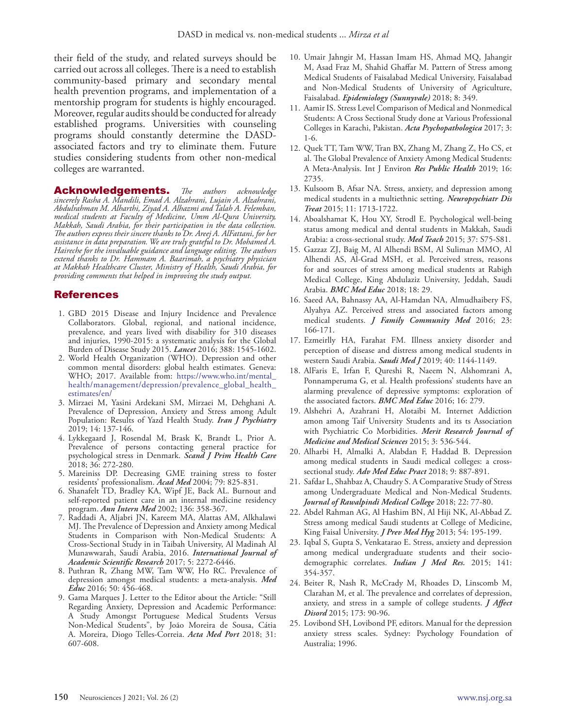their field of the study, and related surveys should be carried out across all colleges. There is a need to establish community-based primary and secondary mental health prevention programs, and implementation of a mentorship program for students is highly encouraged. Moreover, regular audits should be conducted for already established programs. Universities with counseling programs should constantly determine the DASD-associated factors and try to eliminate them. Future studies considering students from other non-medical colleges are warranted.

**Acknowledgements.** *The authors acknowledge sincerely Rasha A. Mandili, Emad A. Alzahrani, Lujain A. Alzahrani, Abdulrahman M. Alharthi, Ziyad A. Alhazmi and Talah A. Felemban, medical students at Faculty of Medicine, Umm Al-Qura University, Makkah, Saudi Arabia, for their participation in the data collection. The authors express their sincere thanks to Dr. Areej A. AlFattani, for her assistance in data preparation. We are truly grateful to Dr. Mohamed A. Haireche for the invaluable guidance and language editing. The authors extend thanks to Dr. Hammam A. Baarimah, a psychiatry physician at Makkah Healthcare Cluster, Ministry of Health, Saudi Arabia, for providing comments that helped in improving the study output.*

## References

1. GBD 2015 Disease and Injury Incidence and Prevalence Collaborators. Global, regional, and national incidence, prevalence, and years lived with disability for 310 diseases and injuries, 1990-2015: a systematic analysis for the Global Burden of Disease Study 2015. ***Lancet*** 2016; 388: 1545-1602.
2. World Health Organization (WHO). Depression and other common mental disorders: global health estimates. Geneva: WHO; 2017. Available from: https://www.who.int/mental_health/management/depression/prevalence_global_health_estimates/en/
3. Mirzaei M, Yasini Ardekani SM, Mirzaei M, Dehghani A. Prevalence of Depression, Anxiety and Stress among Adult Population: Results of Yazd Health Study. ***Iran J Psychiatry*** 2019; 14: 137-146.
4. Lykkegaard J, Rosendal M, Brask K, Brandt L, Prior A. Prevalence of persons contacting general practice for psychological stress in Denmark. ***Scand J Prim Health Care*** 2018; 36: 272-280.
5. Mareiniss DP. Decreasing GME training stress to foster residents' professionalism. ***Acad Med*** 2004; 79: 825-831.
6. Shanafelt TD, Bradley KA, Wipf JE, Back AL. Burnout and self-reported patient care in an internal medicine residency program. ***Ann Intern Med*** 2002; 136: 358-367.
7. Raddadi A, Aljabri JN, Kareem MA, Alattas AM, Alkhalawi MJ. The Prevalence of Depression and Anxiety among Medical Students in Comparison with Non-Medical Students: A Cross-Sectional Study in in Taibah University, Al Madinah Al Munawwarah, Saudi Arabia, 2016. ***International Journal of Academic Scientific Research*** 2017; 5: 2272-6446.
8. Puthran R, Zhang MW, Tam WW, Ho RC. Prevalence of depression amongst medical students: a meta-analysis. ***Med Educ*** 2016; 50: 456-468.
9. Gama Marques J. Letter to the Editor about the Article: "Still Regarding Anxiety, Depression and Academic Performance: A Study Amongst Portuguese Medical Students Versus Non-Medical Students", by João Moreira de Sousa, Cátia A. Moreira, Diogo Telles-Correia. ***Acta Med Port*** 2018; 31: 607-608.
10. Umair Jahngir M, Hassan Imam HS, Ahmad MQ, Jahangir M, Asad Fraz M, Shahid Ghaffar M. Pattern of Stress among Medical Students of Faisalabad Medical University, Faisalabad and Non-Medical Students of University of Agriculture, Faisalabad. ***Epidemiology (Sunnyvale)*** 2018; 8: 349.
11. Aamir IS. Stress Level Comparison of Medical and Nonmedical Students: A Cross Sectional Study done at Various Professional Colleges in Karachi, Pakistan. ***Acta Psychopathologica*** 2017; 3: 1-6.
12. Quek TT, Tam WW, Tran BX, Zhang M, Zhang Z, Ho CS, et al. The Global Prevalence of Anxiety Among Medical Students: A Meta-Analysis. Int J Environ ***Res Public Health*** 2019; 16: 2735.
13. Kulsoom B, Afsar NA. Stress, anxiety, and depression among medical students in a multiethnic setting. ***Neuropsychiatr Dis Treat*** 2015; 11: 1713-1722.
14. Aboalshamat K, Hou XY, Strodl E. Psychological well-being status among medical and dental students in Makkah, Saudi Arabia: a cross-sectional study. ***Med Teach*** 2015; 37: S75-S81.
15. Gazzaz ZJ, Baig M, Al Alhendi BSM, Al Suliman MMO, Al Alhendi AS, Al-Grad MSH, et al. Perceived stress, reasons for and sources of stress among medical students at Rabigh Medical College, King Abdulaziz University, Jeddah, Saudi Arabia. ***BMC Med Educ*** 2018; 18: 29.
16. Saeed AA, Bahnassy AA, Al-Hamdan NA, Almudhaibery FS, Alyahya AZ. Perceived stress and associated factors among medical students. ***J Family Community Med*** 2016; 23: 166-171.
17. Ezmeirlly HA, Farahat FM. Illness anxiety disorder and perception of disease and distress among medical students in western Saudi Arabia. ***Saudi Med J*** 2019; 40: 1144-1149.
18. AlFaris E, Irfan F, Qureshi R, Naeem N, Alshomrani A, Ponnamperuma G, et al. Health professions' students have an alarming prevalence of depressive symptoms: exploration of the associated factors. ***BMC Med Educ*** 2016; 16: 279.
19. Alshehri A, Azahrani H, Alotaibi M. Internet Addiction amon among Taif University Students and its ts Association with Psychiatric Co Morbidities. ***Merit Research Journal of Medicine and Medical Sciences*** 2015; 3: 536-544.
20. Alharbi H, Almalki A, Alabdan F, Haddad B. Depression among medical students in Saudi medical colleges: a cross-sectional study. ***Adv Med Educ Pract*** 2018; 9: 887-891.
21. Safdar L, Shahbaz A, Chaudry S. A Comparative Study of Stress among Undergraduate Medical and Non-Medical Students. ***Journal of Rawalpindi Medical College*** 2018; 22: 77-80.
22. Abdel Rahman AG, Al Hashim BN, Al Hiji NK, Al-Abbad Z. Stress among medical Saudi students at College of Medicine, King Faisal University. ***J Prev Med Hyg*** 2013; 54: 195-199.
23. Iqbal S, Gupta S, Venkatarao E. Stress, anxiety and depression among medical undergraduate students and their socio-demographic correlates. ***Indian J Med Res.*** 2015; 141: 354-357.
24. Beiter R, Nash R, McCrady M, Rhoades D, Linscomb M, Clarahan M, et al. The prevalence and correlates of depression, anxiety, and stress in a sample of college students. ***J Affect Disord*** 2015; 173: 90-96.
25. Lovibond SH, Lovibond PF, editors. Manual for the depression anxiety stress scales. Sydney: Psychology Foundation of Australia; 1996.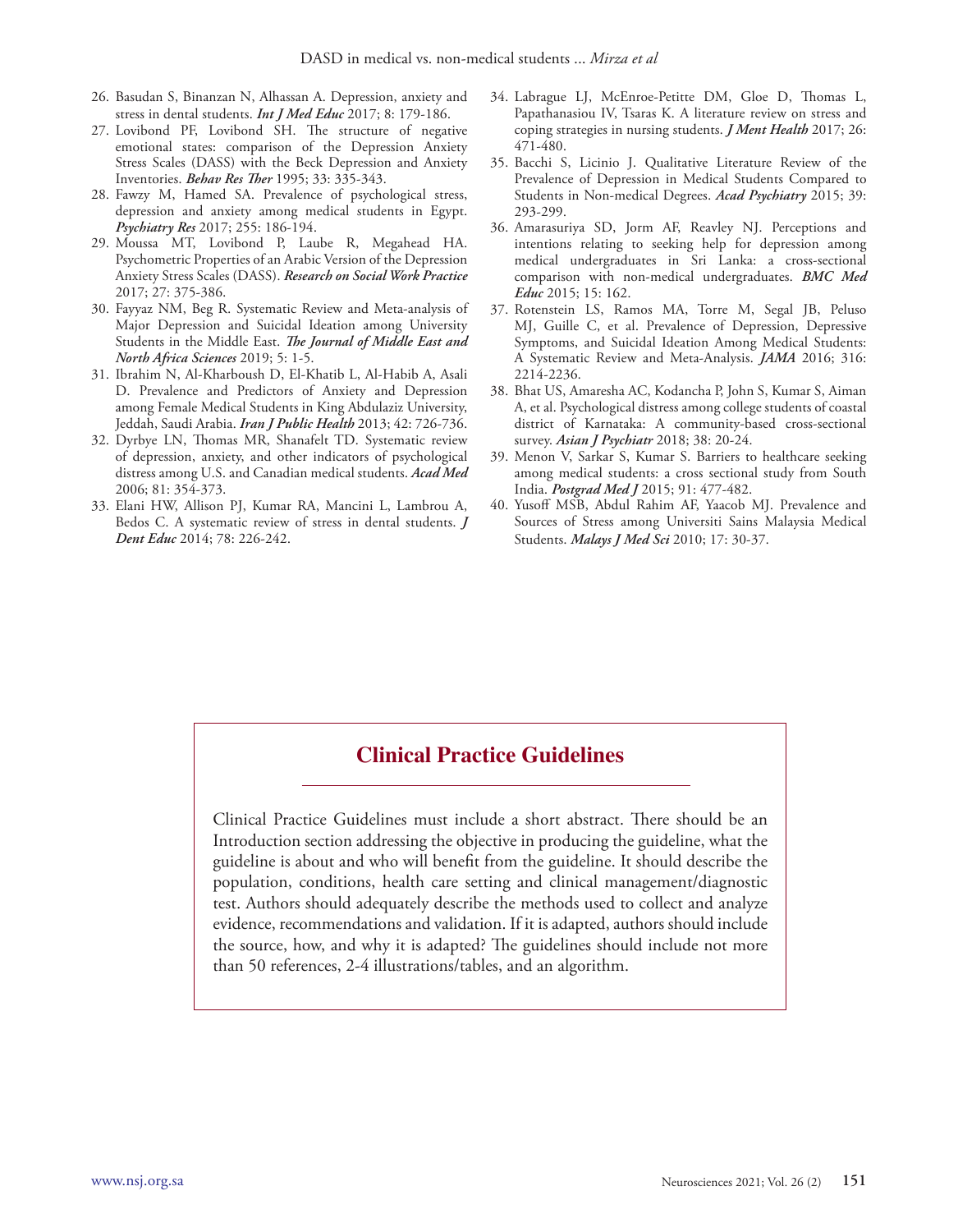26. Basudan S, Binanzan N, Alhassan A. Depression, anxiety and stress in dental students. ***Int J Med Educ*** 2017; 8: 179-186.
27. Lovibond PF, Lovibond SH. The structure of negative emotional states: comparison of the Depression Anxiety Stress Scales (DASS) with the Beck Depression and Anxiety Inventories. ***Behav Res Ther*** 1995; 33: 335-343.
28. Fawzy M, Hamed SA. Prevalence of psychological stress, depression and anxiety among medical students in Egypt. ***Psychiatry Res*** 2017; 255: 186-194.
29. Moussa MT, Lovibond P, Laube R, Megahead HA. Psychometric Properties of an Arabic Version of the Depression Anxiety Stress Scales (DASS). ***Research on Social Work Practice*** 2017; 27: 375-386.
30. Fayyaz NM, Beg R. Systematic Review and Meta-analysis of Major Depression and Suicidal Ideation among University Students in the Middle East. ***The Journal of Middle East and North Africa Sciences*** 2019; 5: 1-5.
31. Ibrahim N, Al-Kharboush D, El-Khatib L, Al-Habib A, Asali D. Prevalence and Predictors of Anxiety and Depression among Female Medical Students in King Abdulaziz University, Jeddah, Saudi Arabia. ***Iran J Public Health*** 2013; 42: 726-736.
32. Dyrbye LN, Thomas MR, Shanafelt TD. Systematic review of depression, anxiety, and other indicators of psychological distress among U.S. and Canadian medical students. ***Acad Med*** 2006; 81: 354-373.
33. Elani HW, Allison PJ, Kumar RA, Mancini L, Lambrou A, Bedos C. A systematic review of stress in dental students. ***J Dent Educ*** 2014; 78: 226-242.
34. Labrague LJ, McEnroe-Petitte DM, Gloe D, Thomas L, Papathanasiou IV, Tsaras K. A literature review on stress and coping strategies in nursing students. ***J Ment Health*** 2017; 26: 471-480.
35. Bacchi S, Licinio J. Qualitative Literature Review of the Prevalence of Depression in Medical Students Compared to Students in Non-medical Degrees. ***Acad Psychiatry*** 2015; 39: 293-299.
36. Amarasuriya SD, Jorm AF, Reavley NJ. Perceptions and intentions relating to seeking help for depression among medical undergraduates in Sri Lanka: a cross-sectional comparison with non-medical undergraduates. ***BMC Med Educ*** 2015; 15: 162.
37. Rotenstein LS, Ramos MA, Torre M, Segal JB, Peluso MJ, Guille C, et al. Prevalence of Depression, Depressive Symptoms, and Suicidal Ideation Among Medical Students: A Systematic Review and Meta-Analysis. ***JAMA*** 2016; 316: 2214-2236.
38. Bhat US, Amaresha AC, Kodancha P, John S, Kumar S, Aiman A, et al. Psychological distress among college students of coastal district of Karnataka: A community-based cross-sectional survey. ***Asian J Psychiatr*** 2018; 38: 20-24.
39. Menon V, Sarkar S, Kumar S. Barriers to healthcare seeking among medical students: a cross sectional study from South India. ***Postgrad Med J*** 2015; 91: 477-482.
40. Yusoff MSB, Abdul Rahim AF, Yaacob MJ. Prevalence and Sources of Stress among Universiti Sains Malaysia Medical Students. ***Malays J Med Sci*** 2010; 17: 30-37.

## Clinical Practice Guidelines

Clinical Practice Guidelines must include a short abstract. There should be an Introduction section addressing the objective in producing the guideline, what the guideline is about and who will benefit from the guideline. It should describe the population, conditions, health care setting and clinical management/diagnostic test. Authors should adequately describe the methods used to collect and analyze evidence, recommendations and validation. If it is adapted, authors should include the source, how, and why it is adapted? The guidelines should include not more than 50 references, 2-4 illustrations/tables, and an algorithm.